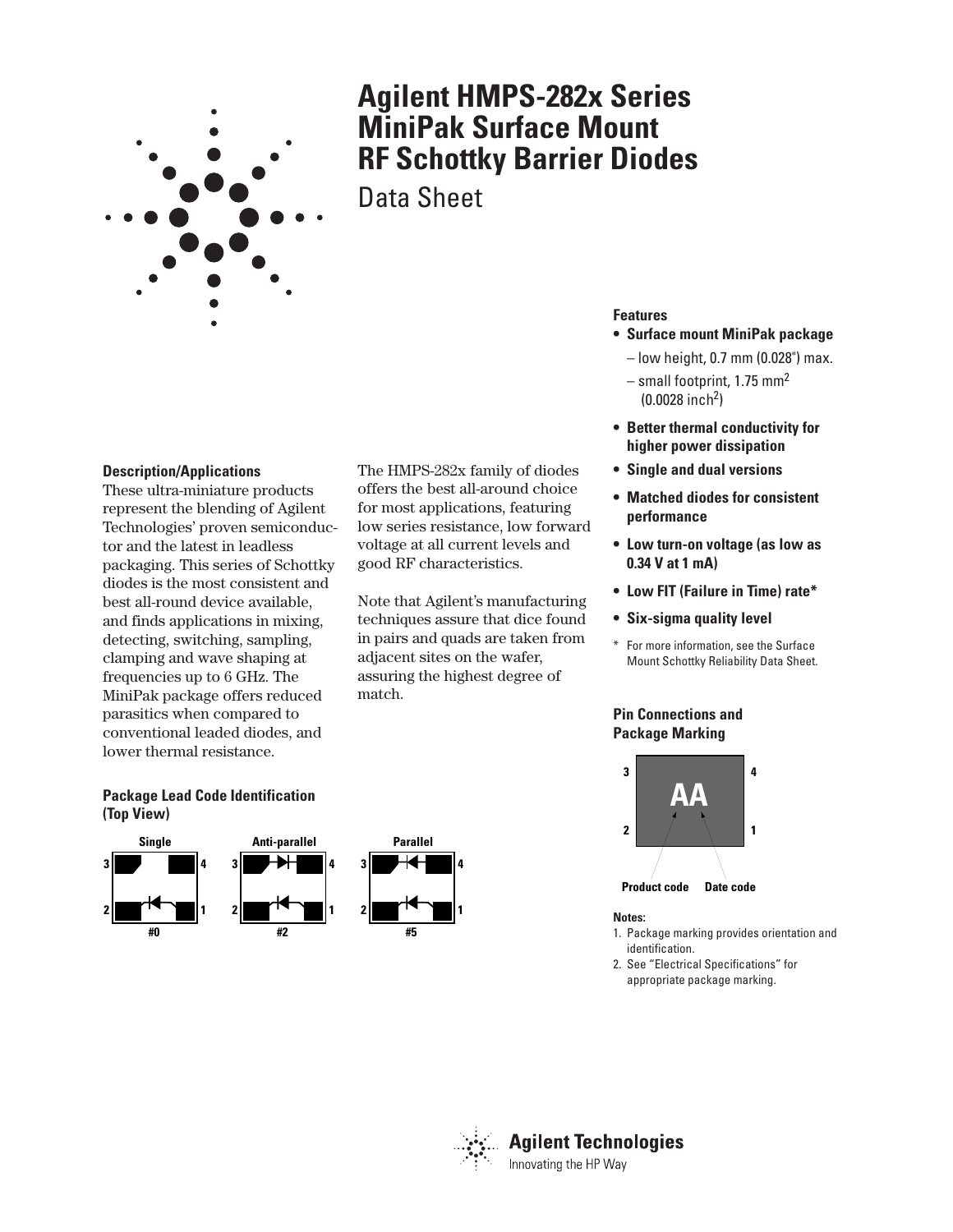# Agilent HMPS-282x Series MiniPak Surface Mount RF Schottky Barrier Diodes

## Data Sheet

### Description/Applications

These ultra-miniature products represent the blending of Agilent Technologies' proven semiconductor and the latest in leadless packaging. This series of Schottky diodes is the most consistent and best all-round device available, and finds applications in mixing, detecting, switching, sampling, clamping and wave shaping at frequencies up to 6 GHz. The MiniPak package offers reduced parasitics when compared to conventional leaded diodes, and lower thermal resistance.

The HMPS-282x family of diodes offers the best all-around choice for most applications, featuring low series resistance, low forward voltage at all current levels and good RF characteristics.

Note that Agilent's manufacturing techniques assure that dice found in pairs and quads are taken from adjacent sites on the wafer, assuring the highest degree of match.

### Features

- **Surface mount MiniPak package**
  - low height, 0.7 mm (0.028") max.
  - small footprint, 1.75 $mm^2$ (0.0028 $inch^2$)
- **Better thermal conductivity for higher power dissipation**
- **Single and dual versions**
- **Matched diodes for consistent performance**
- **Low turn-on voltage (as low as 0.34 V at 1 mA)**
- **Low FIT (Failure in Time) rate***
- **Six-sigma quality level**

\* For more information, see the Surface Mount Schottky Reliability Data Sheet.

### Package Lead Code Identification (Top View)

Single #0 — Anti-parallel #2 — Parallel #5

### Pin Connections and Package Marking

Pins: 3, 4 (top); 2, 1 (bottom). Marking: AA (Product code, Date code)

**Notes:**

1. Package marking provides orientation and identification.
2. See "Electrical Specifications" for appropriate package marking.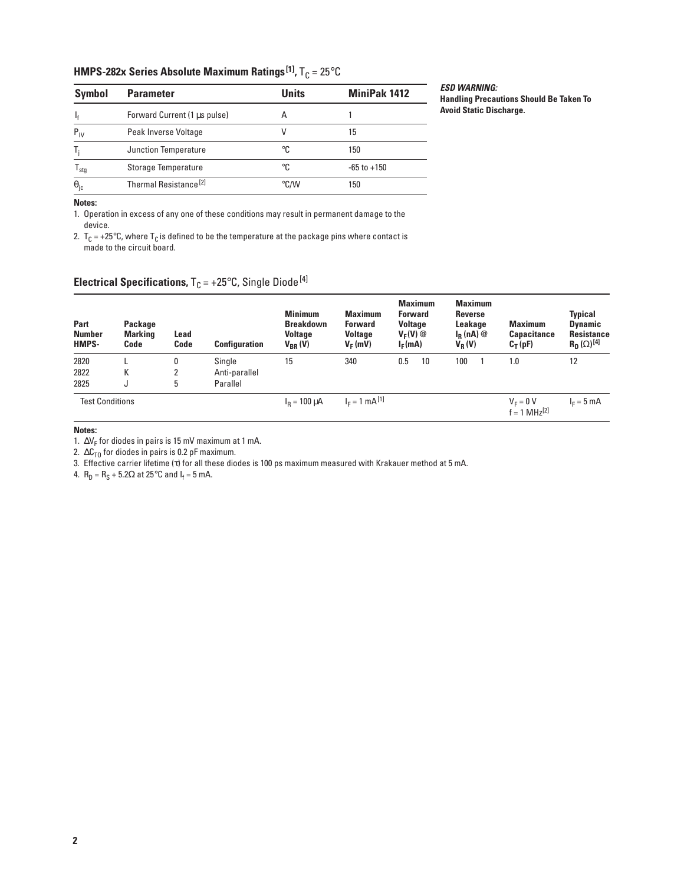### HMPS-282x Series Absolute Maximum Ratings [1], $T_C = 25°C$

| Symbol | Parameter | Units | MiniPak 1412 |
|---|---|---|---|
| $I_f$ | Forward Current (1 µs pulse) | A | 1 |
| $P_{IV}$ | Peak Inverse Voltage | V | 15 |
| $T_j$ | Junction Temperature | °C | 150 |
| $T_{stg}$ | Storage Temperature | °C | -65 to +150 |
| $\theta_{jc}$ | Thermal Resistance [2] | °C/W | 150 |

**Notes:**

1. Operation in excess of any one of these conditions may result in permanent damage to the device.
2. $T_C = +25°C$, where $T_C$ is defined to be the temperature at the package pins where contact is made to the circuit board.

***ESD WARNING:***
**Handling Precautions Should Be Taken To Avoid Static Discharge.**

### Electrical Specifications, $T_C = +25°C$, Single Diode [4]

| Part Number HMPS- | Package Marking Code | Lead Code | Configuration | Minimum Breakdown Voltage $V_{BR}$ (V) | Maximum Forward Voltage $V_F$ (mV) | Maximum Forward Voltage $V_F$(V) @ | $I_F$(mA) | Maximum Reverse Leakage $I_R$ (nA) @ | $V_R$ (V) | Maximum Capacitance $C_T$ (pF) | Typical Dynamic Resistance $R_D$ (Ω) [4] |
|---|---|---|---|---|---|---|---|---|---|---|---|
| 2820<br>2822<br>2825 | L<br>K<br>J | 0<br>2<br>5 | Single<br>Anti-parallel<br>Parallel | 15 | 340 | 0.5 | 10 | 100 | 1 | 1.0 | 12 |
| Test Conditions | | | | $I_R = 100$ µA | $I_F = 1$ mA [1] | | | | | $V_F = 0$ V<br>f = 1 MHz [2] | $I_F = 5$ mA |

**Notes:**

1. $\Delta V_F$ for diodes in pairs is 15 mV maximum at 1 mA.
2. $\Delta C_{TO}$ for diodes in pairs is 0.2 pF maximum.
3. Effective carrier lifetime ($\tau$) for all these diodes is 100 ps maximum measured with Krakauer method at 5 mA.
4. $R_D = R_S + 5.2\Omega$ at 25°C and $I_f = 5$ mA.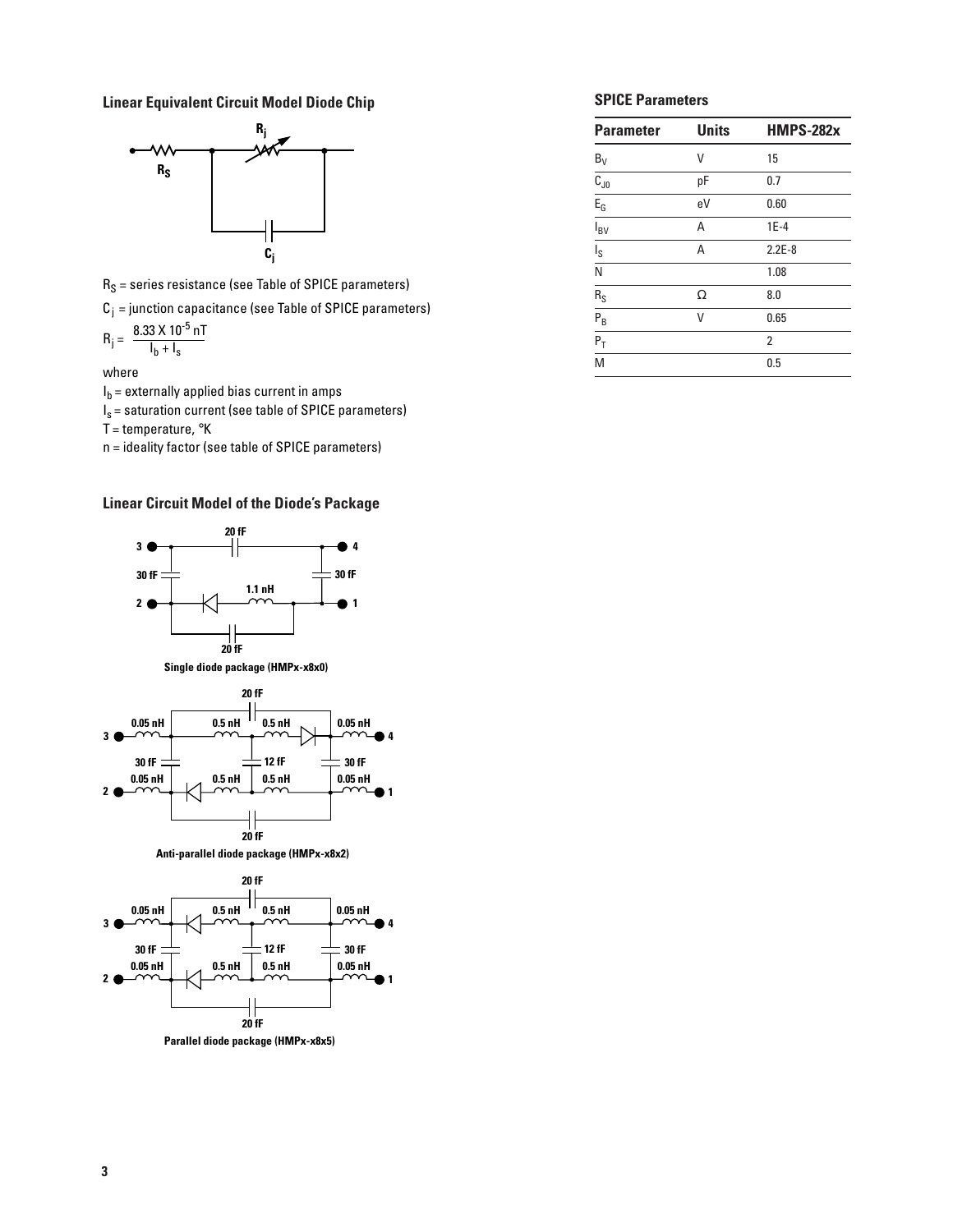### Linear Equivalent Circuit Model Diode Chip

$R_S$ = series resistance (see Table of SPICE parameters)

$C_j$ = junction capacitance (see Table of SPICE parameters)

$$R_j = \frac{8.33 \times 10^{-5}\,nT}{I_b + I_s}$$

where

$I_b$ = externally applied bias current in amps

$I_s$ = saturation current (see table of SPICE parameters)

T = temperature, °K

n = ideality factor (see table of SPICE parameters)

### Linear Circuit Model of the Diode's Package

Single diode package (HMPx-x8x0)

Anti-parallel diode package (HMPx-x8x2)

Parallel diode package (HMPx-x8x5)

### SPICE Parameters

| Parameter | Units | HMPS-282x |
|---|---|---|
| $B_V$ | V | 15 |
| $C_{J0}$ | pF | 0.7 |
| $E_G$ | eV | 0.60 |
| $I_{BV}$ | A | 1E-4 |
| $I_S$ | A | 2.2E-8 |
| N | | 1.08 |
| $R_S$ | Ω | 8.0 |
| $P_B$ | V | 0.65 |
| $P_T$ | | 2 |
| M | | 0.5 |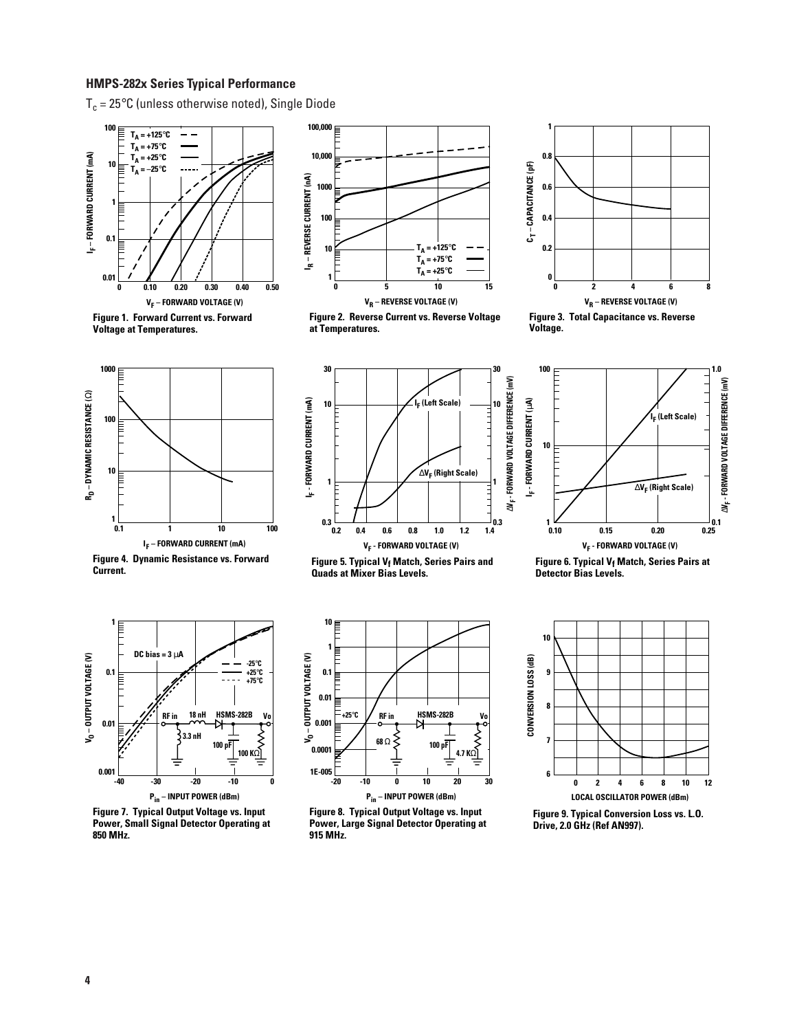### HMPS-282x Series Typical Performance

$T_c$ = 25°C (unless otherwise noted), Single Diode

**Figure 1. Forward Current vs. Forward Voltage at Temperatures.**

**Figure 2. Reverse Current vs. Reverse Voltage at Temperatures.**

**Figure 3. Total Capacitance vs. Reverse Voltage.**

**Figure 4. Dynamic Resistance vs. Forward Current.**

**Figure 5. Typical $V_f$ Match, Series Pairs and Quads at Mixer Bias Levels.**

**Figure 6. Typical $V_f$ Match, Series Pairs at Detector Bias Levels.**

**Figure 7. Typical Output Voltage vs. Input Power, Small Signal Detector Operating at 850 MHz.**

**Figure 8. Typical Output Voltage vs. Input Power, Large Signal Detector Operating at 915 MHz.**

**Figure 9. Typical Conversion Loss vs. L.O. Drive, 2.0 GHz (Ref AN997).**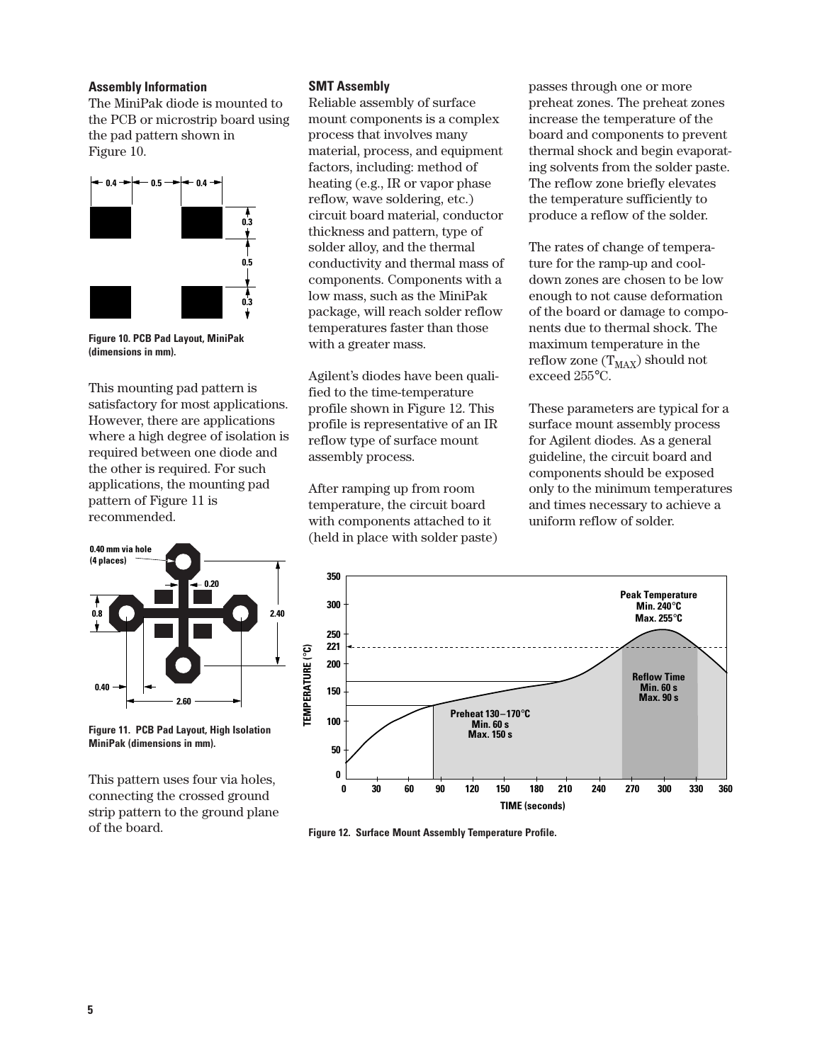### Assembly Information

The MiniPak diode is mounted to the PCB or microstrip board using the pad pattern shown in Figure 10.

Figure 10. PCB Pad Layout, MiniPak (dimensions in mm).

This mounting pad pattern is satisfactory for most applications. However, there are applications where a high degree of isolation is required between one diode and the other is required. For such applications, the mounting pad pattern of Figure 11 is recommended.

Figure 11. PCB Pad Layout, High Isolation MiniPak (dimensions in mm).

This pattern uses four via holes, connecting the crossed ground strip pattern to the ground plane of the board.

### SMT Assembly

Reliable assembly of surface mount components is a complex process that involves many material, process, and equipment factors, including: method of heating (e.g., IR or vapor phase reflow, wave soldering, etc.) circuit board material, conductor thickness and pattern, type of solder alloy, and the thermal conductivity and thermal mass of components. Components with a low mass, such as the MiniPak package, will reach solder reflow temperatures faster than those with a greater mass.

Agilent's diodes have been qualified to the time-temperature profile shown in Figure 12. This profile is representative of an IR reflow type of surface mount assembly process.

After ramping up from room temperature, the circuit board with components attached to it (held in place with solder paste) passes through one or more preheat zones. The preheat zones increase the temperature of the board and components to prevent thermal shock and begin evaporating solvents from the solder paste. The reflow zone briefly elevates the temperature sufficiently to produce a reflow of the solder.

The rates of change of temperature for the ramp-up and cool-down zones are chosen to be low enough to not cause deformation of the board or damage to components due to thermal shock. The maximum temperature in the reflow zone ($T_{MAX}$) should not exceed 255°C.

These parameters are typical for a surface mount assembly process for Agilent diodes. As a general guideline, the circuit board and components should be exposed only to the minimum temperatures and times necessary to achieve a uniform reflow of solder.

Figure 12. Surface Mount Assembly Temperature Profile.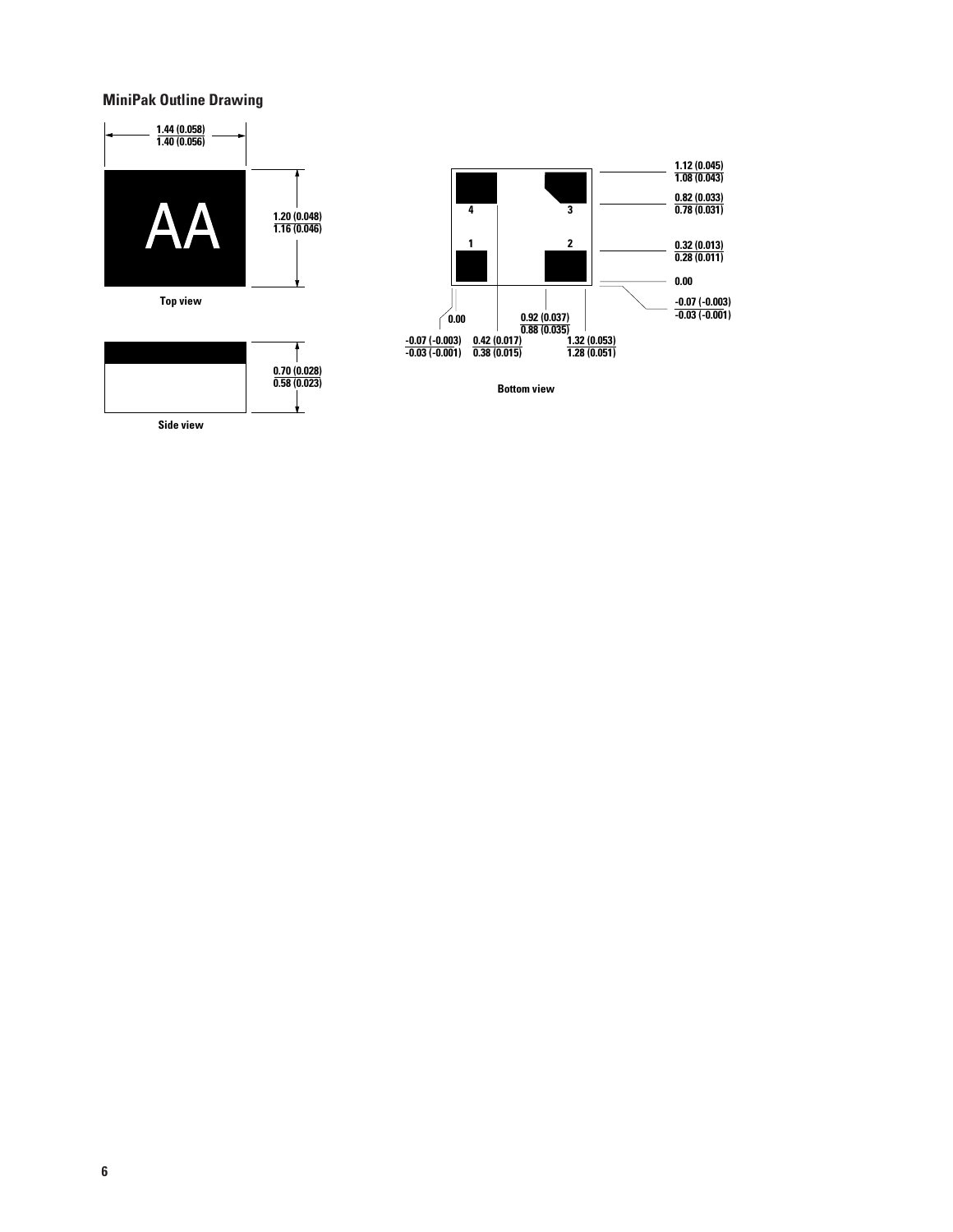### MiniPak Outline Drawing

1.44 (0.058)
1.40 (0.056)

AA

1.20 (0.048)
1.16 (0.046)

Top view

0.70 (0.028)
0.58 (0.023)

Side view

4 3

1 2

1.12 (0.045)
1.08 (0.043)

0.82 (0.033)
0.78 (0.031)

0.32 (0.013)
0.28 (0.011)

0.00

-0.07 (-0.003)
-0.03 (-0.001)

0.00

-0.07 (-0.003)
-0.03 (-0.001)

0.42 (0.017)
0.38 (0.015)

0.92 (0.037)
0.88 (0.035)

1.32 (0.053)
1.28 (0.051)

Bottom view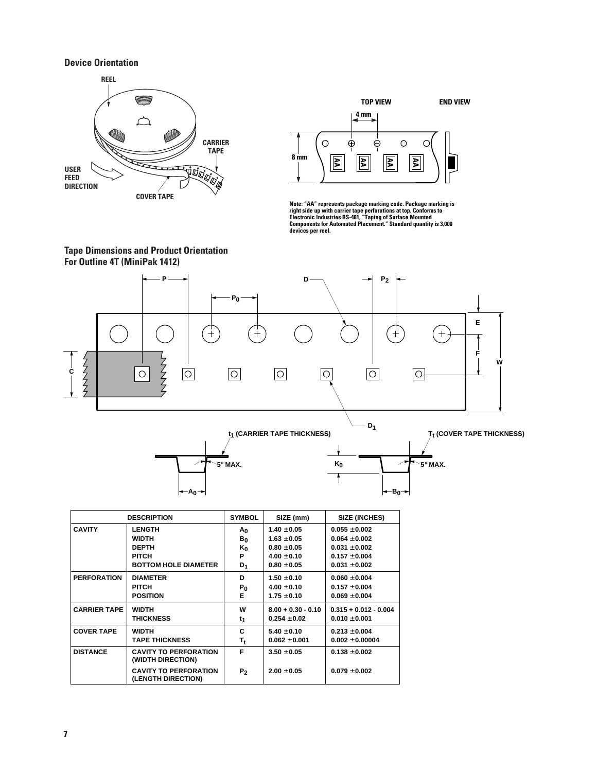## Device Orientation

REEL

CARRIER TAPE

USER FEED DIRECTION

COVER TAPE

TOP VIEW

END VIEW

4 mm

8 mm

Note: "AA" represents package marking code. Package marking is right side up with carrier tape perforations at top. Conforms to Electronic Industries RS-481, "Taping of Surface Mounted Components for Automated Placement." Standard quantity is 3,000 devices per reel.

## Tape Dimensions and Product Orientation For Outline 4T (MiniPak 1412)

$t_1$ (CARRIER TAPE THICKNESS)

$T_t$ (COVER TAPE THICKNESS)

5° MAX.

5° MAX.

| DESCRIPTION | | SYMBOL | SIZE (mm) | SIZE (INCHES) |
|---|---|---|---|---|
| CAVITY | LENGTH | $A_0$ | 1.40 ±0.05 | 0.055 ±0.002 |
| | WIDTH | $B_0$ | 1.63 ±0.05 | 0.064 ±0.002 |
| | DEPTH | $K_0$ | 0.80 ±0.05 | 0.031 ±0.002 |
| | PITCH | P | 4.00 ±0.10 | 0.157 ±0.004 |
| | BOTTOM HOLE DIAMETER | $D_1$ | 0.80 ±0.05 | 0.031 ±0.002 |
| PERFORATION | DIAMETER | D | 1.50 ±0.10 | 0.060 ±0.004 |
| | PITCH | $P_0$ | 4.00 ±0.10 | 0.157 ±0.004 |
| | POSITION | E | 1.75 ±0.10 | 0.069 ±0.004 |
| CARRIER TAPE | WIDTH | W | 8.00 + 0.30 - 0.10 | 0.315 + 0.012 - 0.004 |
| | THICKNESS | $t_1$ | 0.254 ±0.02 | 0.010 ±0.001 |
| COVER TAPE | WIDTH | C | 5.40 ±0.10 | 0.213 ±0.004 |
| | TAPE THICKNESS | $T_t$ | 0.062 ±0.001 | 0.002 ±0.00004 |
| DISTANCE | CAVITY TO PERFORATION (WIDTH DIRECTION) | F | 3.50 ±0.05 | 0.138 ±0.002 |
| | CAVITY TO PERFORATION (LENGTH DIRECTION) | $P_2$ | 2.00 ±0.05 | 0.079 ±0.002 |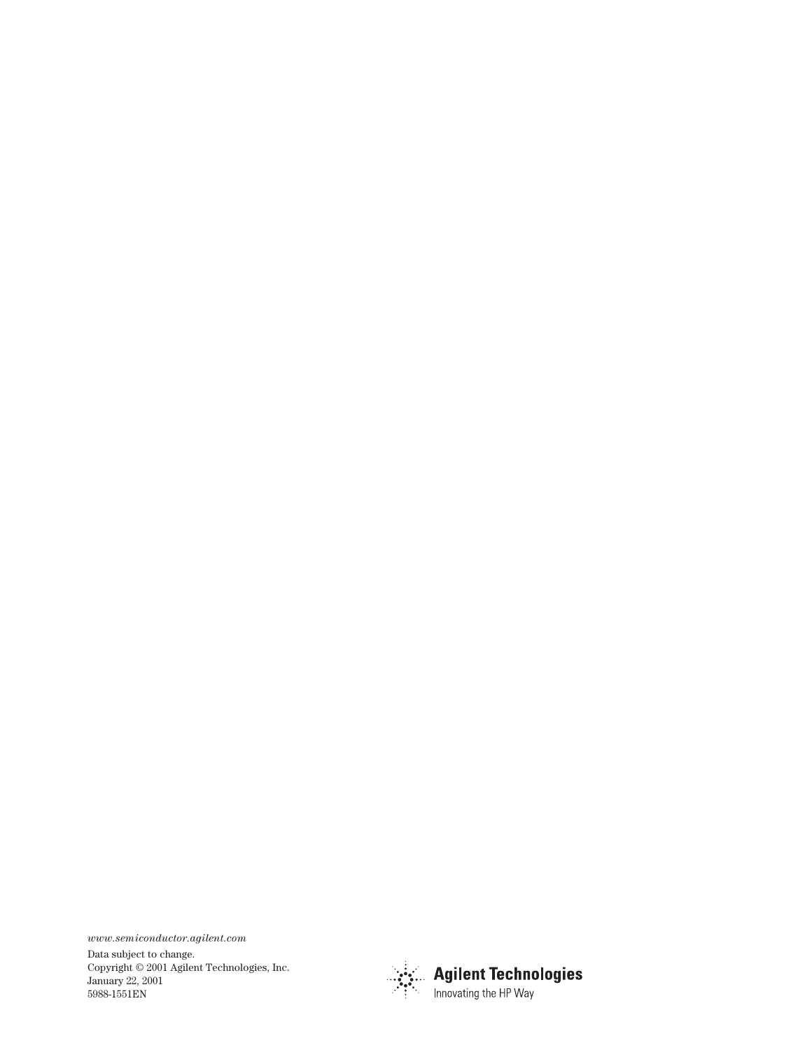*www.semiconductor.agilent.com*

Data subject to change.
Copyright © 2001 Agilent Technologies, Inc.
January 22, 2001
5988-1551EN

**Agilent Technologies**
Innovating the HP Way